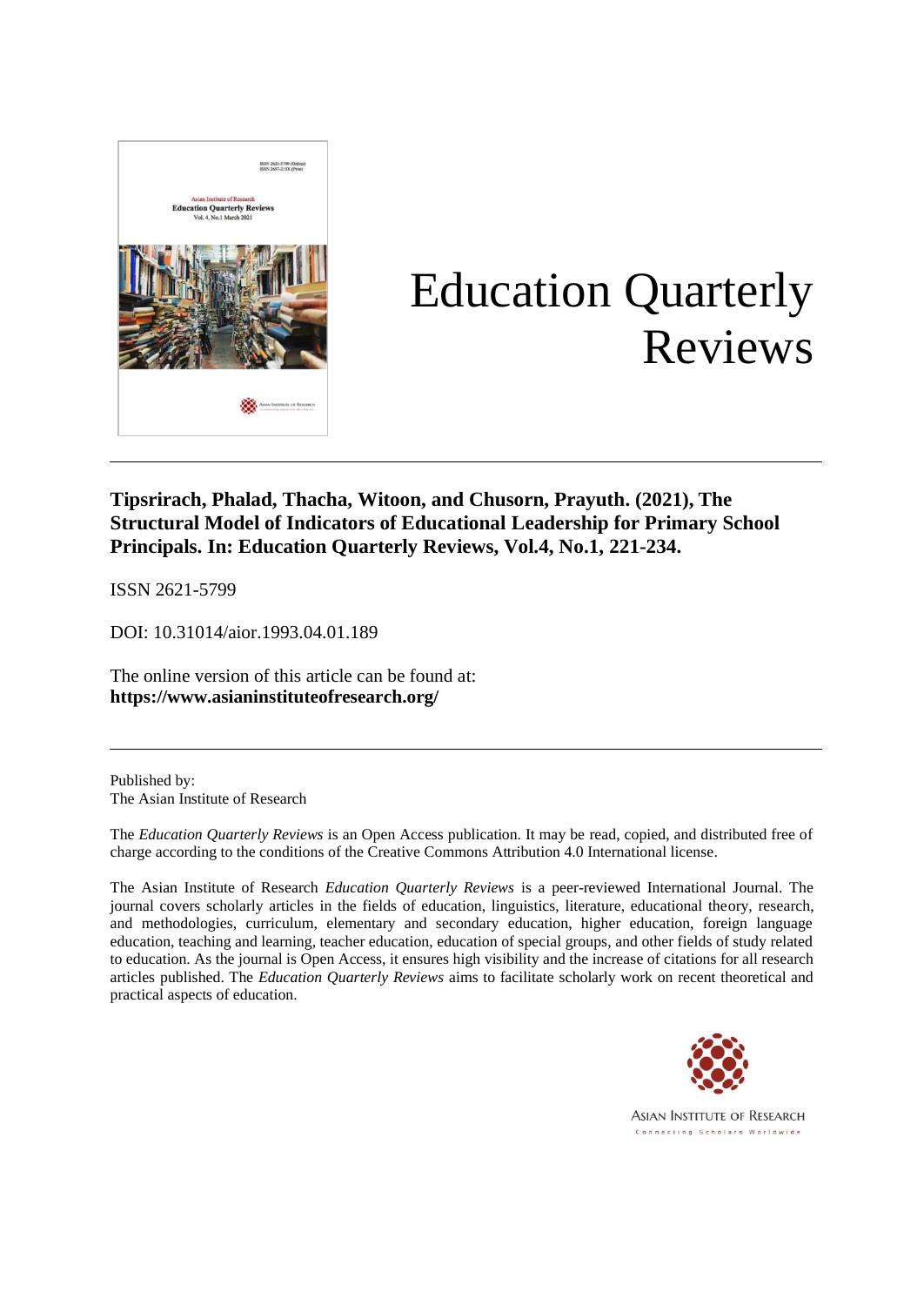# Education Quarterly Reviews

**Tipsrirach, Phalad, Thacha, Witoon, and Chusorn, Prayuth. (2021), The Structural Model of Indicators of Educational Leadership for Primary School Principals. In: Education Quarterly Reviews, Vol.4, No.1, 221-234.**

ISSN 2621-5799

DOI: 10.31014/aior.1993.04.01.189

The online version of this article can be found at:
**https://www.asianinstituteofresearch.org/**

Published by:
The Asian Institute of Research

The *Education Quarterly Reviews* is an Open Access publication. It may be read, copied, and distributed free of charge according to the conditions of the Creative Commons Attribution 4.0 International license.

The Asian Institute of Research *Education Quarterly Reviews* is a peer-reviewed International Journal. The journal covers scholarly articles in the fields of education, linguistics, literature, educational theory, research, and methodologies, curriculum, elementary and secondary education, higher education, foreign language education, teaching and learning, teacher education, education of special groups, and other fields of study related to education. As the journal is Open Access, it ensures high visibility and the increase of citations for all research articles published. The *Education Quarterly Reviews* aims to facilitate scholarly work on recent theoretical and practical aspects of education.

ASIAN INSTITUTE OF RESEARCH
Connecting Scholars Worldwide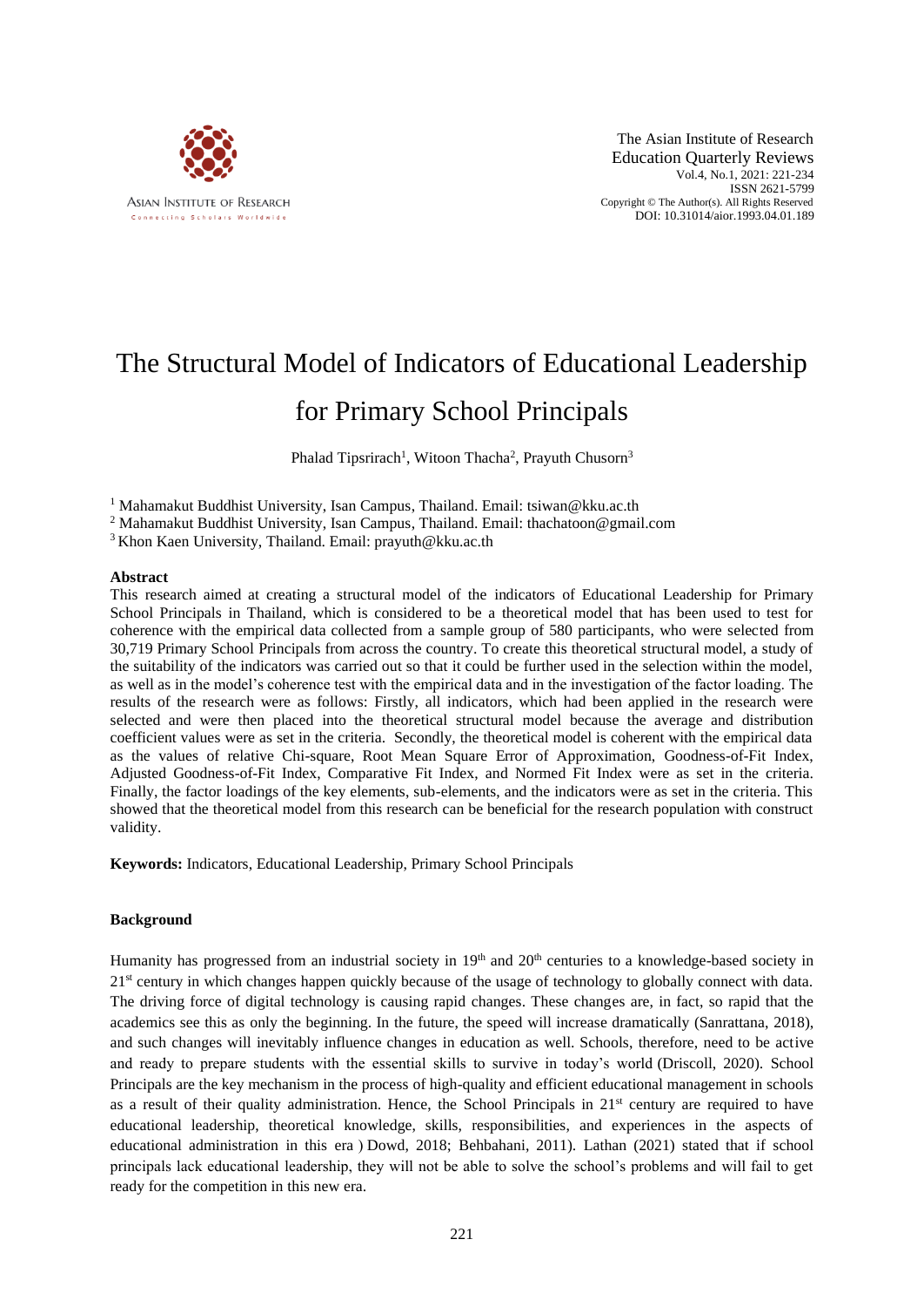# The Structural Model of Indicators of Educational Leadership for Primary School Principals

Phalad Tipsrirach[1], Witoon Thacha[2], Prayuth Chusorn[3]

[1] Mahamakut Buddhist University, Isan Campus, Thailand. Email: tsiwan@kku.ac.th

[2] Mahamakut Buddhist University, Isan Campus, Thailand. Email: thachatoon@gmail.com

[3] Khon Kaen University, Thailand. Email: prayuth@kku.ac.th

### Abstract

This research aimed at creating a structural model of the indicators of Educational Leadership for Primary School Principals in Thailand, which is considered to be a theoretical model that has been used to test for coherence with the empirical data collected from a sample group of 580 participants, who were selected from 30,719 Primary School Principals from across the country. To create this theoretical structural model, a study of the suitability of the indicators was carried out so that it could be further used in the selection within the model, as well as in the model's coherence test with the empirical data and in the investigation of the factor loading. The results of the research were as follows: Firstly, all indicators, which had been applied in the research were selected and were then placed into the theoretical structural model because the average and distribution coefficient values were as set in the criteria. Secondly, the theoretical model is coherent with the empirical data as the values of relative Chi-square, Root Mean Square Error of Approximation, Goodness-of-Fit Index, Adjusted Goodness-of-Fit Index, Comparative Fit Index, and Normed Fit Index were as set in the criteria. Finally, the factor loadings of the key elements, sub-elements, and the indicators were as set in the criteria. This showed that the theoretical model from this research can be beneficial for the research population with construct validity.

**Keywords:** Indicators, Educational Leadership, Primary School Principals

### Background

Humanity has progressed from an industrial society in 19th and 20th centuries to a knowledge-based society in 21st century in which changes happen quickly because of the usage of technology to globally connect with data. The driving force of digital technology is causing rapid changes. These changes are, in fact, so rapid that the academics see this as only the beginning. In the future, the speed will increase dramatically (Sanrattana, 2018), and such changes will inevitably influence changes in education as well. Schools, therefore, need to be active and ready to prepare students with the essential skills to survive in today's world (Driscoll, 2020). School Principals are the key mechanism in the process of high-quality and efficient educational management in schools as a result of their quality administration. Hence, the School Principals in 21st century are required to have educational leadership, theoretical knowledge, skills, responsibilities, and experiences in the aspects of educational administration in this era ) Dowd, 2018; Behbahani, 2011). Lathan (2021) stated that if school principals lack educational leadership, they will not be able to solve the school's problems and will fail to get ready for the competition in this new era.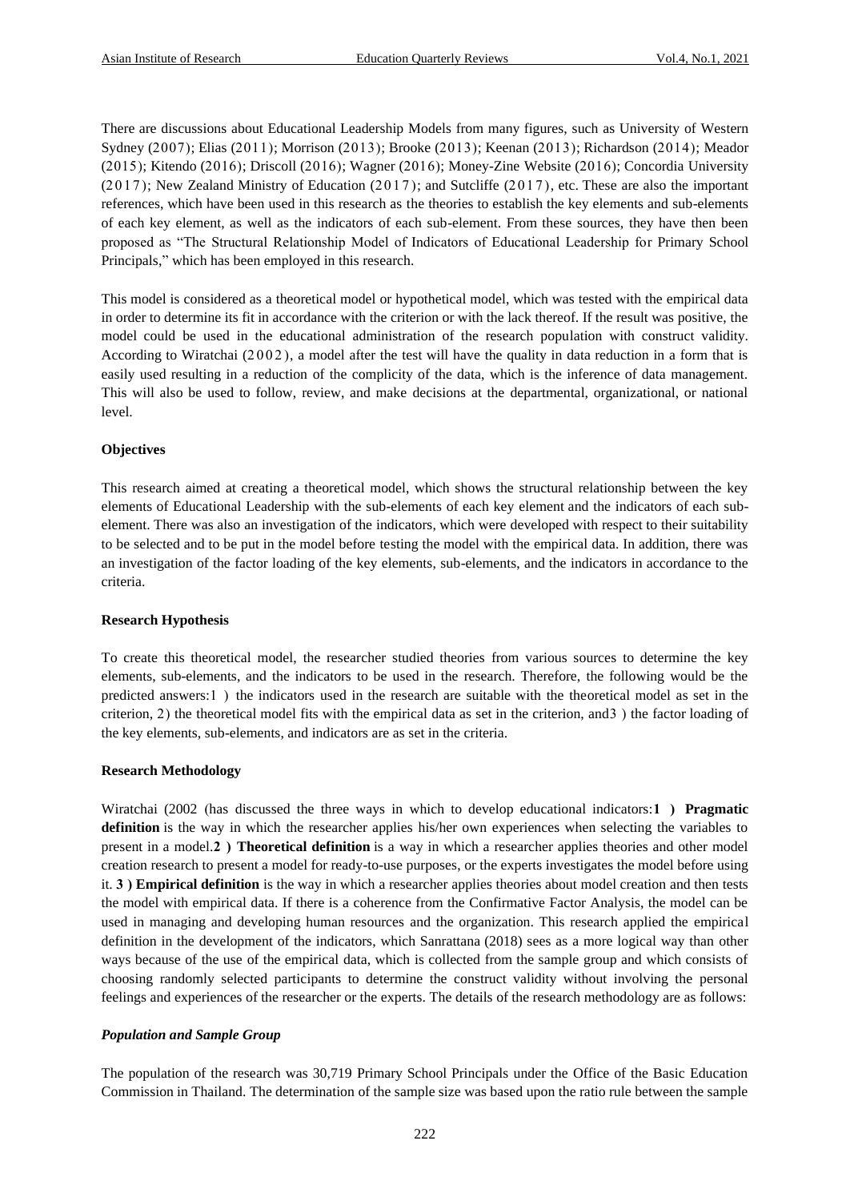There are discussions about Educational Leadership Models from many figures, such as University of Western Sydney (2007); Elias (2011); Morrison (2013); Brooke (2013); Keenan (2013); Richardson (2014); Meador (2015); Kitendo (2016); Driscoll (2016); Wagner (2016); Money-Zine Website (2016); Concordia University (2017); New Zealand Ministry of Education (2017); and Sutcliffe (2017), etc. These are also the important references, which have been used in this research as the theories to establish the key elements and sub-elements of each key element, as well as the indicators of each sub-element. From these sources, they have then been proposed as "The Structural Relationship Model of Indicators of Educational Leadership for Primary School Principals," which has been employed in this research.

This model is considered as a theoretical model or hypothetical model, which was tested with the empirical data in order to determine its fit in accordance with the criterion or with the lack thereof. If the result was positive, the model could be used in the educational administration of the research population with construct validity. According to Wiratchai (2002), a model after the test will have the quality in data reduction in a form that is easily used resulting in a reduction of the complicity of the data, which is the inference of data management. This will also be used to follow, review, and make decisions at the departmental, organizational, or national level.

**Objectives**

This research aimed at creating a theoretical model, which shows the structural relationship between the key elements of Educational Leadership with the sub-elements of each key element and the indicators of each sub-element. There was also an investigation of the indicators, which were developed with respect to their suitability to be selected and to be put in the model before testing the model with the empirical data. In addition, there was an investigation of the factor loading of the key elements, sub-elements, and the indicators in accordance to the criteria.

**Research Hypothesis**

To create this theoretical model, the researcher studied theories from various sources to determine the key elements, sub-elements, and the indicators to be used in the research. Therefore, the following would be the predicted answers:1 ) the indicators used in the research are suitable with the theoretical model as set in the criterion, 2) the theoretical model fits with the empirical data as set in the criterion, and3 ) the factor loading of the key elements, sub-elements, and indicators are as set in the criteria.

**Research Methodology**

Wiratchai (2002 (has discussed the three ways in which to develop educational indicators:**1 ) Pragmatic definition** is the way in which the researcher applies his/her own experiences when selecting the variables to present in a model.**2 ) Theoretical definition** is a way in which a researcher applies theories and other model creation research to present a model for ready-to-use purposes, or the experts investigates the model before using it. **3 ) Empirical definition** is the way in which a researcher applies theories about model creation and then tests the model with empirical data. If there is a coherence from the Confirmative Factor Analysis, the model can be used in managing and developing human resources and the organization. This research applied the empirical definition in the development of the indicators, which Sanrattana (2018) sees as a more logical way than other ways because of the use of the empirical data, which is collected from the sample group and which consists of choosing randomly selected participants to determine the construct validity without involving the personal feelings and experiences of the researcher or the experts. The details of the research methodology are as follows:

***Population and Sample Group***

The population of the research was 30,719 Primary School Principals under the Office of the Basic Education Commission in Thailand. The determination of the sample size was based upon the ratio rule between the sample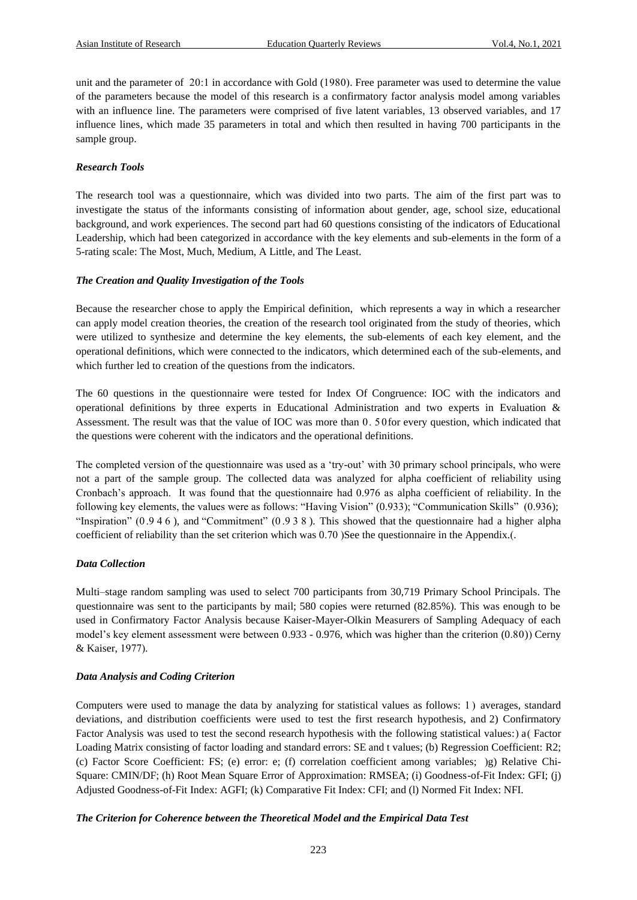unit and the parameter of 20:1 in accordance with Gold (1980). Free parameter was used to determine the value of the parameters because the model of this research is a confirmatory factor analysis model among variables with an influence line. The parameters were comprised of five latent variables, 13 observed variables, and 17 influence lines, which made 35 parameters in total and which then resulted in having 700 participants in the sample group.

### *Research Tools*

The research tool was a questionnaire, which was divided into two parts. The aim of the first part was to investigate the status of the informants consisting of information about gender, age, school size, educational background, and work experiences. The second part had 60 questions consisting of the indicators of Educational Leadership, which had been categorized in accordance with the key elements and sub-elements in the form of a 5-rating scale: The Most, Much, Medium, A Little, and The Least.

### *The Creation and Quality Investigation of the Tools*

Because the researcher chose to apply the Empirical definition, which represents a way in which a researcher can apply model creation theories, the creation of the research tool originated from the study of theories, which were utilized to synthesize and determine the key elements, the sub-elements of each key element, and the operational definitions, which were connected to the indicators, which determined each of the sub-elements, and which further led to creation of the questions from the indicators.

The 60 questions in the questionnaire were tested for Index Of Congruence: IOC with the indicators and operational definitions by three experts in Educational Administration and two experts in Evaluation & Assessment. The result was that the value of IOC was more than 0.50 for every question, which indicated that the questions were coherent with the indicators and the operational definitions.

The completed version of the questionnaire was used as a 'try-out' with 30 primary school principals, who were not a part of the sample group. The collected data was analyzed for alpha coefficient of reliability using Cronbach's approach. It was found that the questionnaire had 0.976 as alpha coefficient of reliability. In the following key elements, the values were as follows: "Having Vision" (0.933); "Communication Skills" (0.936); "Inspiration" (0.946), and "Commitment" (0.938). This showed that the questionnaire had a higher alpha coefficient of reliability than the set criterion which was 0.70 )See the questionnaire in the Appendix.(.

### *Data Collection*

Multi–stage random sampling was used to select 700 participants from 30,719 Primary School Principals. The questionnaire was sent to the participants by mail; 580 copies were returned (82.85%). This was enough to be used in Confirmatory Factor Analysis because Kaiser-Mayer-Olkin Measurers of Sampling Adequacy of each model's key element assessment were between 0.933 - 0.976, which was higher than the criterion (0.80)) Cerny & Kaiser, 1977).

### *Data Analysis and Coding Criterion*

Computers were used to manage the data by analyzing for statistical values as follows: 1) averages, standard deviations, and distribution coefficients were used to test the first research hypothesis, and 2) Confirmatory Factor Analysis was used to test the second research hypothesis with the following statistical values:) a( Factor Loading Matrix consisting of factor loading and standard errors: SE and t values; (b) Regression Coefficient: R2; (c) Factor Score Coefficient: FS; (e) error: e; (f) correlation coefficient among variables; )g) Relative Chi-Square: CMIN/DF; (h) Root Mean Square Error of Approximation: RMSEA; (i) Goodness-of-Fit Index: GFI; (j) Adjusted Goodness-of-Fit Index: AGFI; (k) Comparative Fit Index: CFI; and (l) Normed Fit Index: NFI.

### *The Criterion for Coherence between the Theoretical Model and the Empirical Data Test*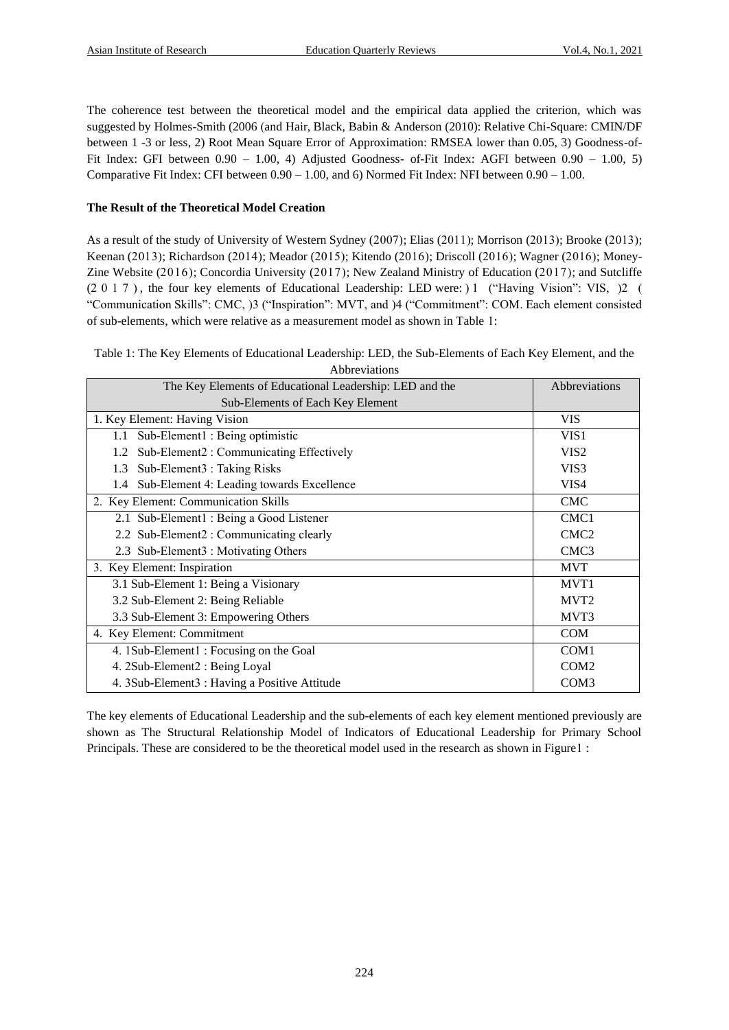The coherence test between the theoretical model and the empirical data applied the criterion, which was suggested by Holmes-Smith (2006 (and Hair, Black, Babin & Anderson (2010): Relative Chi-Square: CMIN/DF between 1 -3 or less, 2) Root Mean Square Error of Approximation: RMSEA lower than 0.05, 3) Goodness-of-Fit Index: GFI between 0.90 – 1.00, 4) Adjusted Goodness- of-Fit Index: AGFI between 0.90 – 1.00, 5) Comparative Fit Index: CFI between 0.90 – 1.00, and 6) Normed Fit Index: NFI between 0.90 – 1.00.

**The Result of the Theoretical Model Creation**

As a result of the study of University of Western Sydney (2007); Elias (2011); Morrison (2013); Brooke (2013); Keenan (2013); Richardson (2014); Meador (2015); Kitendo (2016); Driscoll (2016); Wagner (2016); Money-Zine Website (2016); Concordia University (2017); New Zealand Ministry of Education (2017); and Sutcliffe (2 0 1 7 ), the four key elements of Educational Leadership: LED were: ) 1 ("Having Vision": VIS, )2 ( "Communication Skills": CMC, )3 ("Inspiration": MVT, and )4 ("Commitment": COM. Each element consisted of sub-elements, which were relative as a measurement model as shown in Table 1:

Table 1: The Key Elements of Educational Leadership: LED, the Sub-Elements of Each Key Element, and the Abbreviations

| The Key Elements of Educational Leadership: LED and the Sub-Elements of Each Key Element | Abbreviations |
|---|---|
| 1. Key Element: Having Vision | VIS |
| 1.1 Sub-Element1 : Being optimistic | VIS1 |
| 1.2 Sub-Element2 : Communicating Effectively | VIS2 |
| 1.3 Sub-Element3 : Taking Risks | VIS3 |
| 1.4 Sub-Element 4: Leading towards Excellence | VIS4 |
| 2. Key Element: Communication Skills | CMC |
| 2.1 Sub-Element1 : Being a Good Listener | CMC1 |
| 2.2 Sub-Element2 : Communicating clearly | CMC2 |
| 2.3 Sub-Element3 : Motivating Others | CMC3 |
| 3. Key Element: Inspiration | MVT |
| 3.1 Sub-Element 1: Being a Visionary | MVT1 |
| 3.2 Sub-Element 2: Being Reliable | MVT2 |
| 3.3 Sub-Element 3: Empowering Others | MVT3 |
| 4. Key Element: Commitment | COM |
| 4. 1Sub-Element1 : Focusing on the Goal | COM1 |
| 4. 2Sub-Element2 : Being Loyal | COM2 |
| 4. 3Sub-Element3 : Having a Positive Attitude | COM3 |

The key elements of Educational Leadership and the sub-elements of each key element mentioned previously are shown as The Structural Relationship Model of Indicators of Educational Leadership for Primary School Principals. These are considered to be the theoretical model used in the research as shown in Figure1 :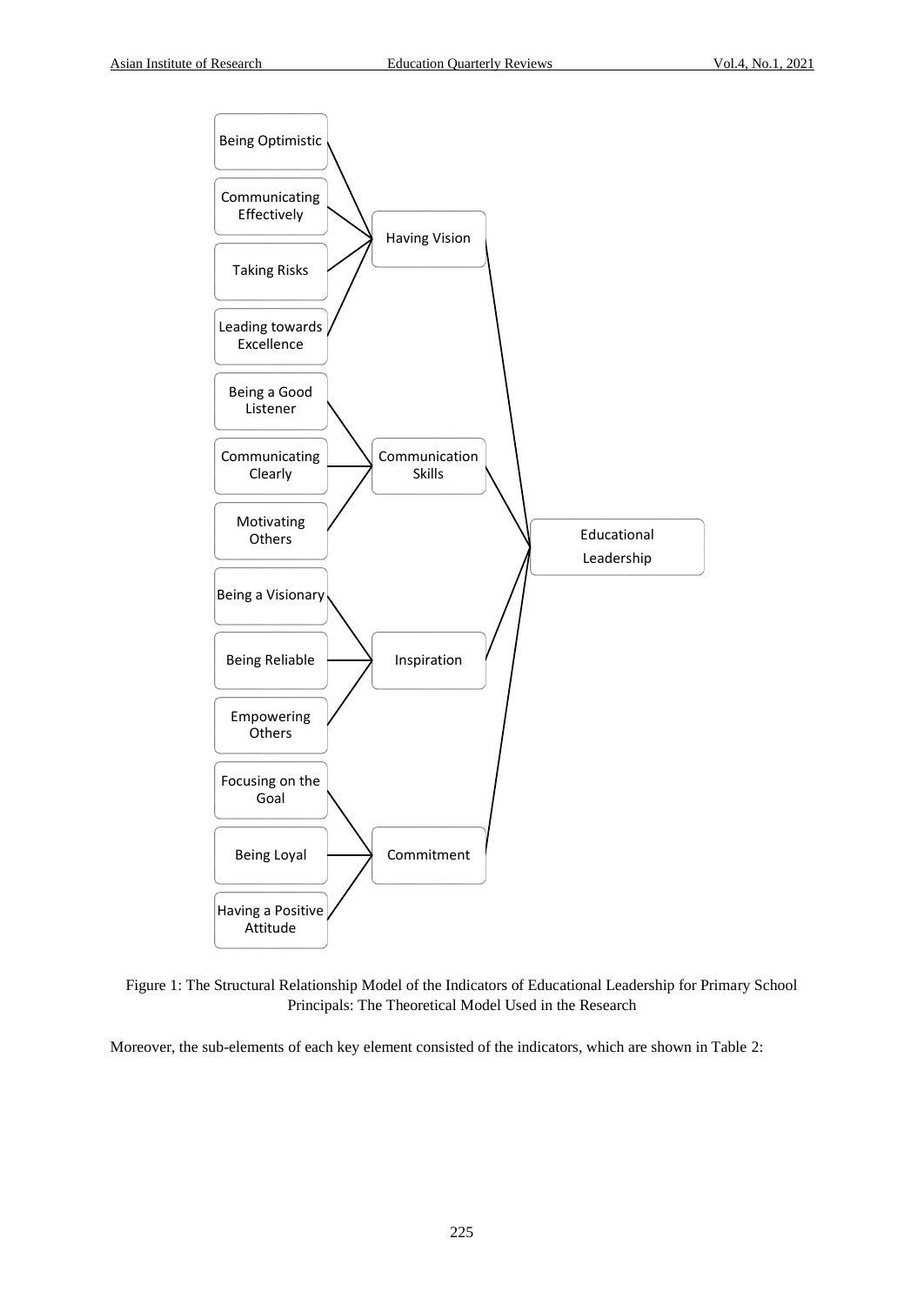- Educational Leadership
  - Having Vision
    - Being Optimistic
    - Communicating Effectively
    - Taking Risks
    - Leading towards Excellence
  - Communication Skills
    - Being a Good Listener
    - Communicating Clearly
    - Motivating Others
  - Inspiration
    - Being a Visionary
    - Being Reliable
    - Empowering Others
  - Commitment
    - Focusing on the Goal
    - Being Loyal
    - Having a Positive Attitude

Figure 1: The Structural Relationship Model of the Indicators of Educational Leadership for Primary School Principals: The Theoretical Model Used in the Research

Moreover, the sub-elements of each key element consisted of the indicators, which are shown in Table 2: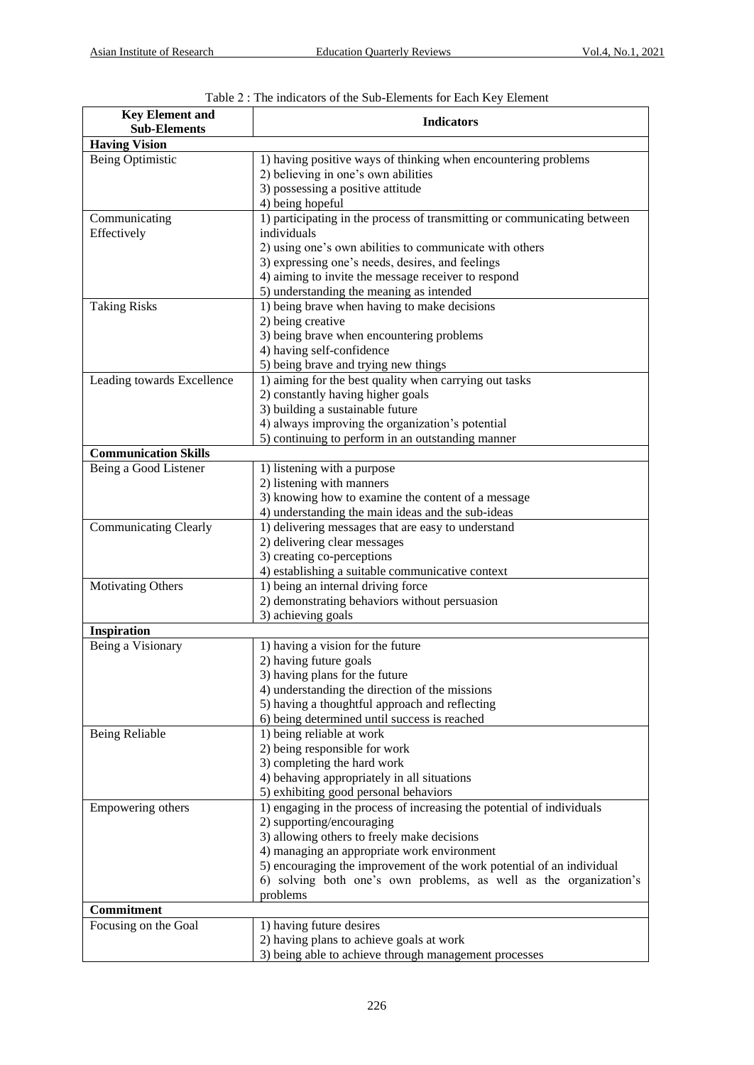Table 2 : The indicators of the Sub-Elements for Each Key Element

| Key Element and Sub-Elements | Indicators |
|---|---|
| **Having Vision** | |
| Being Optimistic | 1) having positive ways of thinking when encountering problems<br>2) believing in one's own abilities<br>3) possessing a positive attitude<br>4) being hopeful |
| Communicating Effectively | 1) participating in the process of transmitting or communicating between individuals<br>2) using one's own abilities to communicate with others<br>3) expressing one's needs, desires, and feelings<br>4) aiming to invite the message receiver to respond<br>5) understanding the meaning as intended |
| Taking Risks | 1) being brave when having to make decisions<br>2) being creative<br>3) being brave when encountering problems<br>4) having self-confidence<br>5) being brave and trying new things |
| Leading towards Excellence | 1) aiming for the best quality when carrying out tasks<br>2) constantly having higher goals<br>3) building a sustainable future<br>4) always improving the organization's potential<br>5) continuing to perform in an outstanding manner |
| **Communication Skills** | |
| Being a Good Listener | 1) listening with a purpose<br>2) listening with manners<br>3) knowing how to examine the content of a message<br>4) understanding the main ideas and the sub-ideas |
| Communicating Clearly | 1) delivering messages that are easy to understand<br>2) delivering clear messages<br>3) creating co-perceptions<br>4) establishing a suitable communicative context |
| Motivating Others | 1) being an internal driving force<br>2) demonstrating behaviors without persuasion<br>3) achieving goals |
| **Inspiration** | |
| Being a Visionary | 1) having a vision for the future<br>2) having future goals<br>3) having plans for the future<br>4) understanding the direction of the missions<br>5) having a thoughtful approach and reflecting<br>6) being determined until success is reached |
| Being Reliable | 1) being reliable at work<br>2) being responsible for work<br>3) completing the hard work<br>4) behaving appropriately in all situations<br>5) exhibiting good personal behaviors |
| Empowering others | 1) engaging in the process of increasing the potential of individuals<br>2) supporting/encouraging<br>3) allowing others to freely make decisions<br>4) managing an appropriate work environment<br>5) encouraging the improvement of the work potential of an individual<br>6) solving both one's own problems, as well as the organization's problems |
| **Commitment** | |
| Focusing on the Goal | 1) having future desires<br>2) having plans to achieve goals at work<br>3) being able to achieve through management processes |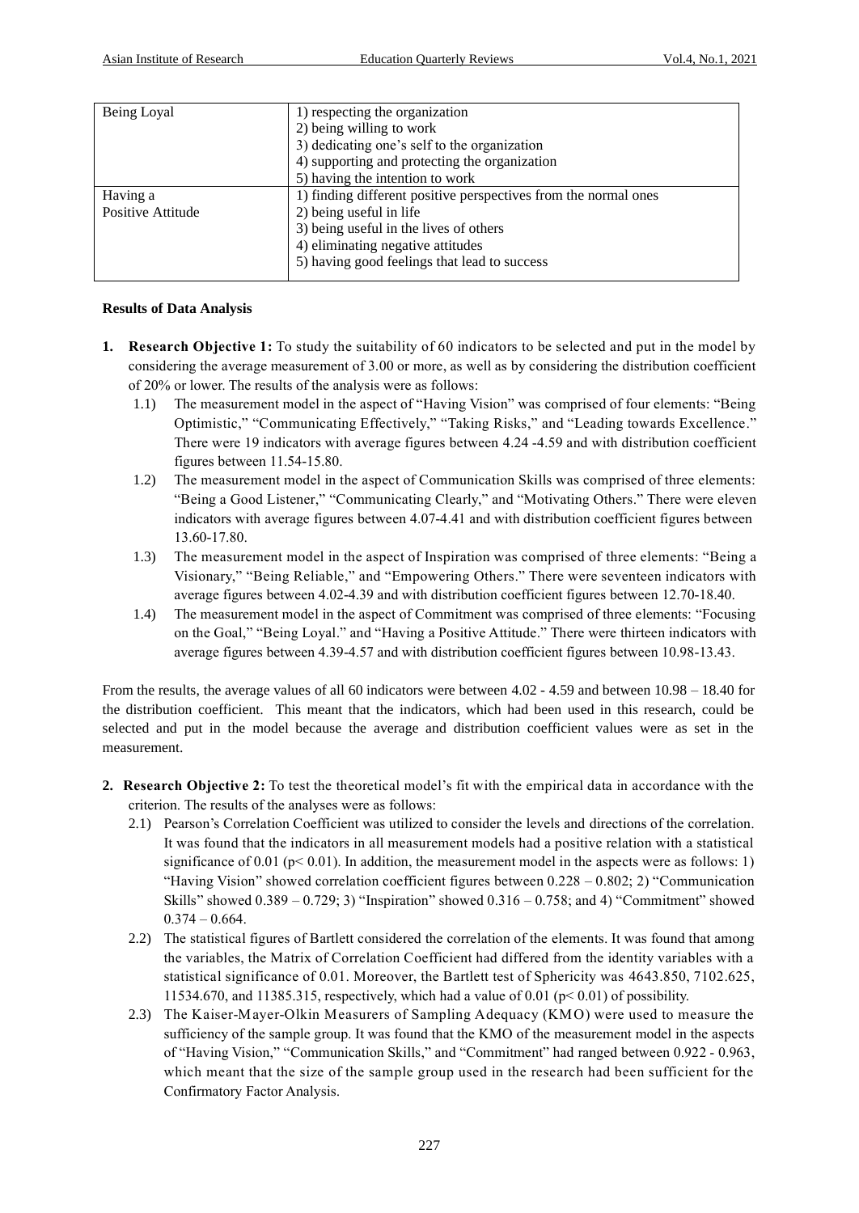| Being Loyal | 1) respecting the organization<br>2) being willing to work<br>3) dedicating one's self to the organization<br>4) supporting and protecting the organization<br>5) having the intention to work |
|---|---|
| Having a Positive Attitude | 1) finding different positive perspectives from the normal ones<br>2) being useful in life<br>3) being useful in the lives of others<br>4) eliminating negative attitudes<br>5) having good feelings that lead to success |

**Results of Data Analysis**

1. **Research Objective 1:** To study the suitability of 60 indicators to be selected and put in the model by considering the average measurement of 3.00 or more, as well as by considering the distribution coefficient of 20% or lower. The results of the analysis were as follows:
   1.1) The measurement model in the aspect of "Having Vision" was comprised of four elements: "Being Optimistic," "Communicating Effectively," "Taking Risks," and "Leading towards Excellence." There were 19 indicators with average figures between 4.24 -4.59 and with distribution coefficient figures between 11.54-15.80.
   1.2) The measurement model in the aspect of Communication Skills was comprised of three elements: "Being a Good Listener," "Communicating Clearly," and "Motivating Others." There were eleven indicators with average figures between 4.07-4.41 and with distribution coefficient figures between 13.60-17.80.
   1.3) The measurement model in the aspect of Inspiration was comprised of three elements: "Being a Visionary," "Being Reliable," and "Empowering Others." There were seventeen indicators with average figures between 4.02-4.39 and with distribution coefficient figures between 12.70-18.40.
   1.4) The measurement model in the aspect of Commitment was comprised of three elements: "Focusing on the Goal," "Being Loyal." and "Having a Positive Attitude." There were thirteen indicators with average figures between 4.39-4.57 and with distribution coefficient figures between 10.98-13.43.

From the results, the average values of all 60 indicators were between 4.02 - 4.59 and between 10.98 – 18.40 for the distribution coefficient. This meant that the indicators, which had been used in this research, could be selected and put in the model because the average and distribution coefficient values were as set in the measurement.

2. **Research Objective 2:** To test the theoretical model's fit with the empirical data in accordance with the criterion. The results of the analyses were as follows:
   2.1) Pearson's Correlation Coefficient was utilized to consider the levels and directions of the correlation. It was found that the indicators in all measurement models had a positive relation with a statistical significance of 0.01 ($p < 0.01$). In addition, the measurement model in the aspects were as follows: 1) "Having Vision" showed correlation coefficient figures between 0.228 – 0.802; 2) "Communication Skills" showed 0.389 – 0.729; 3) "Inspiration" showed 0.316 – 0.758; and 4) "Commitment" showed 0.374 – 0.664.
   2.2) The statistical figures of Bartlett considered the correlation of the elements. It was found that among the variables, the Matrix of Correlation Coefficient had differed from the identity variables with a statistical significance of 0.01. Moreover, the Bartlett test of Sphericity was 4643.850, 7102.625, 11534.670, and 11385.315, respectively, which had a value of 0.01 ($p < 0.01$) of possibility.
   2.3) The Kaiser-Mayer-Olkin Measurers of Sampling Adequacy (KMO) were used to measure the sufficiency of the sample group. It was found that the KMO of the measurement model in the aspects of "Having Vision," "Communication Skills," and "Commitment" had ranged between 0.922 - 0.963, which meant that the size of the sample group used in the research had been sufficient for the Confirmatory Factor Analysis.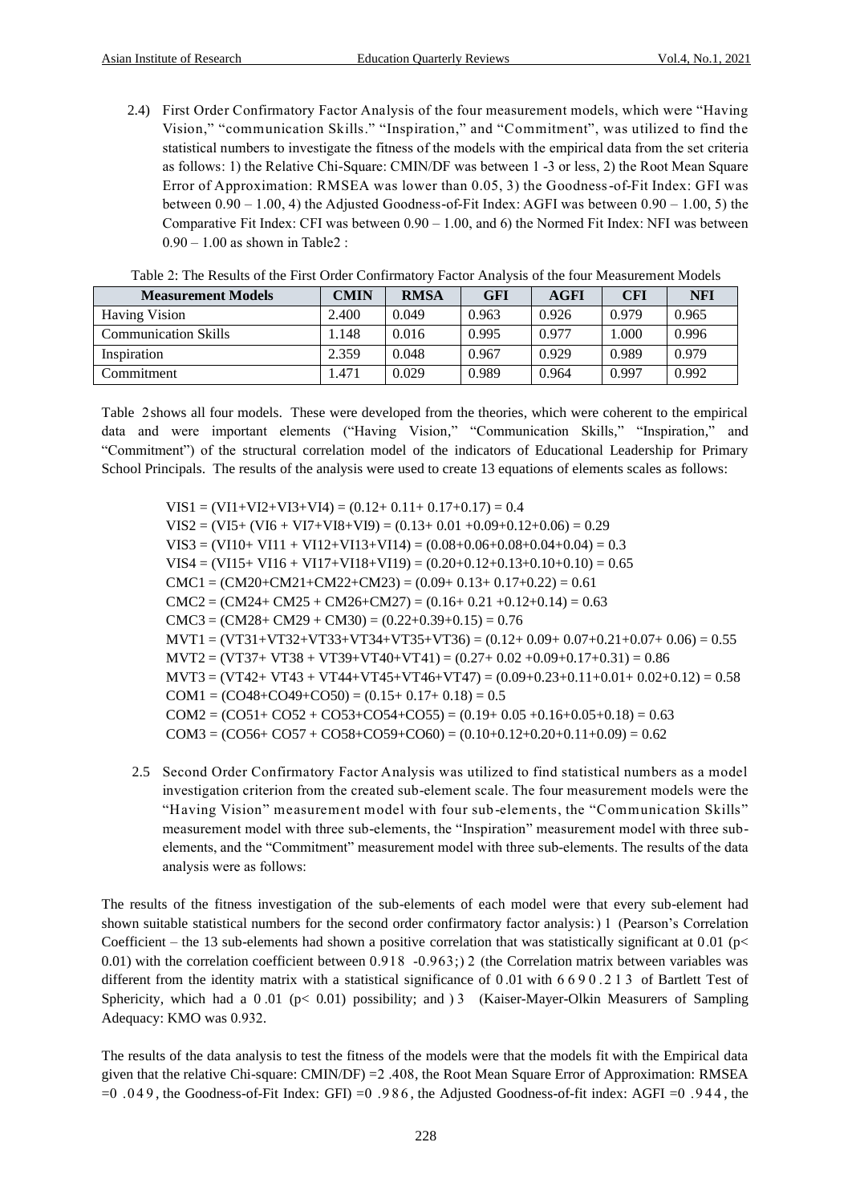2.4) First Order Confirmatory Factor Analysis of the four measurement models, which were "Having Vision," "communication Skills." "Inspiration," and "Commitment", was utilized to find the statistical numbers to investigate the fitness of the models with the empirical data from the set criteria as follows: 1) the Relative Chi-Square: CMIN/DF was between 1 -3 or less, 2) the Root Mean Square Error of Approximation: RMSEA was lower than 0.05, 3) the Goodness-of-Fit Index: GFI was between 0.90 – 1.00, 4) the Adjusted Goodness-of-Fit Index: AGFI was between 0.90 – 1.00, 5) the Comparative Fit Index: CFI was between 0.90 – 1.00, and 6) the Normed Fit Index: NFI was between 0.90 – 1.00 as shown in Table2 :

Table 2: The Results of the First Order Confirmatory Factor Analysis of the four Measurement Models

| Measurement Models | CMIN | RMSA | GFI | AGFI | CFI | NFI |
|---|---|---|---|---|---|---|
| Having Vision | 2.400 | 0.049 | 0.963 | 0.926 | 0.979 | 0.965 |
| Communication Skills | 1.148 | 0.016 | 0.995 | 0.977 | 1.000 | 0.996 |
| Inspiration | 2.359 | 0.048 | 0.967 | 0.929 | 0.989 | 0.979 |
| Commitment | 1.471 | 0.029 | 0.989 | 0.964 | 0.997 | 0.992 |

Table 2 shows all four models. These were developed from the theories, which were coherent to the empirical data and were important elements ("Having Vision," "Communication Skills," "Inspiration," and "Commitment") of the structural correlation model of the indicators of Educational Leadership for Primary School Principals. The results of the analysis were used to create 13 equations of elements scales as follows:

VIS1 = (VI1+VI2+VI3+VI4) = (0.12+ 0.11+ 0.17+0.17) = 0.4
VIS2 = (VI5+ (VI6 + VI7+VI8+VI9) = (0.13+ 0.01 +0.09+0.12+0.06) = 0.29
VIS3 = (VI10+ VI11 + VI12+VI13+VI14) = (0.08+0.06+0.08+0.04+0.04) = 0.3
VIS4 = (VI15+ VI16 + VI17+VI18+VI19) = (0.20+0.12+0.13+0.10+0.10) = 0.65
CMC1 = (CM20+CM21+CM22+CM23) = (0.09+ 0.13+ 0.17+0.22) = 0.61
CMC2 = (CM24+ CM25 + CM26+CM27) = (0.16+ 0.21 +0.12+0.14) = 0.63
CMC3 = (CM28+ CM29 + CM30) = (0.22+0.39+0.15) = 0.76
MVT1 = (VT31+VT32+VT33+VT34+VT35+VT36) = (0.12+ 0.09+ 0.07+0.21+0.07+ 0.06) = 0.55
MVT2 = (VT37+ VT38 + VT39+VT40+VT41) = (0.27+ 0.02 +0.09+0.17+0.31) = 0.86
MVT3 = (VT42+ VT43 + VT44+VT45+VT46+VT47) = (0.09+0.23+0.11+0.01+ 0.02+0.12) = 0.58
COM1 = (CO48+CO49+CO50) = (0.15+ 0.17+ 0.18) = 0.5
COM2 = (CO51+ CO52 + CO53+CO54+CO55) = (0.19+ 0.05 +0.16+0.05+0.18) = 0.63
COM3 = (CO56+ CO57 + CO58+CO59+CO60) = (0.10+0.12+0.20+0.11+0.09) = 0.62

2.5 Second Order Confirmatory Factor Analysis was utilized to find statistical numbers as a model investigation criterion from the created sub-element scale. The four measurement models were the "Having Vision" measurement model with four sub-elements, the "Communication Skills" measurement model with three sub-elements, the "Inspiration" measurement model with three sub-elements, and the "Commitment" measurement model with three sub-elements. The results of the data analysis were as follows:

The results of the fitness investigation of the sub-elements of each model were that every sub-element had shown suitable statistical numbers for the second order confirmatory factor analysis:) 1 (Pearson's Correlation Coefficient – the 13 sub-elements had shown a positive correlation that was statistically significant at 0.01 ($p < 0.01$) with the correlation coefficient between 0.918 -0.963;) 2 (the Correlation matrix between variables was different from the identity matrix with a statistical significance of 0.01 with 6690.213 of Bartlett Test of Sphericity, which had a 0.01 ($p < 0.01$) possibility; and ) 3 (Kaiser-Mayer-Olkin Measurers of Sampling Adequacy: KMO was 0.932.

The results of the data analysis to test the fitness of the models were that the models fit with the Empirical data given that the relative Chi-square: CMIN/DF) =2.408, the Root Mean Square Error of Approximation: RMSEA =0.049, the Goodness-of-Fit Index: GFI) =0.986, the Adjusted Goodness-of-fit index: AGFI =0.944, the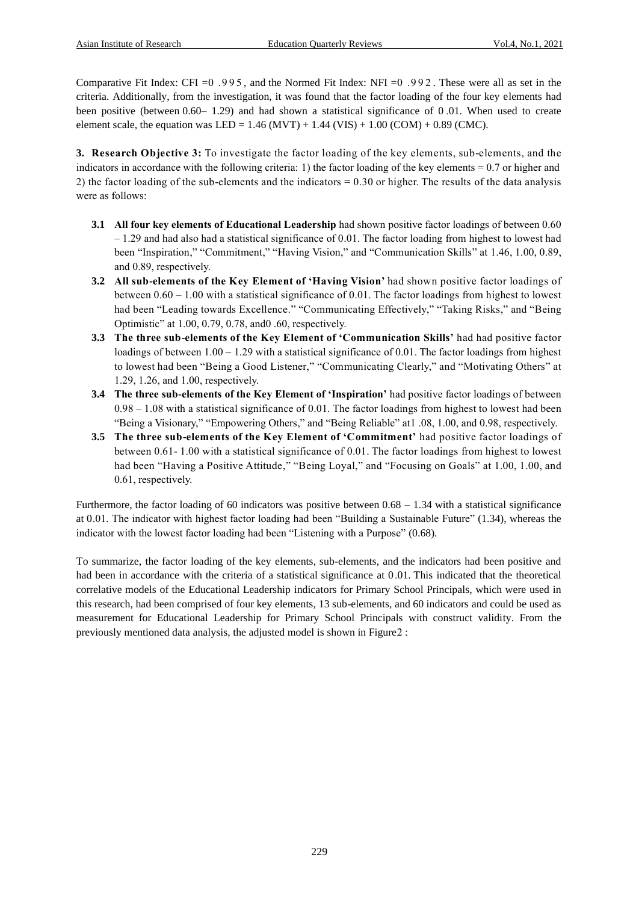Comparative Fit Index: CFI =0 .995, and the Normed Fit Index: NFI =0 .992. These were all as set in the criteria. Additionally, from the investigation, it was found that the factor loading of the four key elements had been positive (between 0.60– 1.29) and had shown a statistical significance of 0 .01. When used to create element scale, the equation was LED = 1.46 (MVT) + 1.44 (VIS) + 1.00 (COM) + 0.89 (CMC).

**3. Research Objective 3:** To investigate the factor loading of the key elements, sub-elements, and the indicators in accordance with the following criteria: 1) the factor loading of the key elements = 0.7 or higher and 2) the factor loading of the sub-elements and the indicators = 0.30 or higher. The results of the data analysis were as follows:

- **3.1 All four key elements of Educational Leadership** had shown positive factor loadings of between 0.60 – 1.29 and had also had a statistical significance of 0.01. The factor loading from highest to lowest had been "Inspiration," "Commitment," "Having Vision," and "Communication Skills" at 1.46, 1.00, 0.89, and 0.89, respectively.
- **3.2 All sub-elements of the Key Element of 'Having Vision'** had shown positive factor loadings of between 0.60 – 1.00 with a statistical significance of 0.01. The factor loadings from highest to lowest had been "Leading towards Excellence." "Communicating Effectively," "Taking Risks," and "Being Optimistic" at 1.00, 0.79, 0.78, and0 .60, respectively.
- **3.3 The three sub-elements of the Key Element of 'Communication Skills'** had had positive factor loadings of between 1.00 – 1.29 with a statistical significance of 0.01. The factor loadings from highest to lowest had been "Being a Good Listener," "Communicating Clearly," and "Motivating Others" at 1.29, 1.26, and 1.00, respectively.
- **3.4 The three sub-elements of the Key Element of 'Inspiration'** had positive factor loadings of between 0.98 – 1.08 with a statistical significance of 0.01. The factor loadings from highest to lowest had been "Being a Visionary," "Empowering Others," and "Being Reliable" at1 .08, 1.00, and 0.98, respectively.
- **3.5 The three sub-elements of the Key Element of 'Commitment'** had positive factor loadings of between 0.61- 1.00 with a statistical significance of 0.01. The factor loadings from highest to lowest had been "Having a Positive Attitude," "Being Loyal," and "Focusing on Goals" at 1.00, 1.00, and 0.61, respectively.

Furthermore, the factor loading of 60 indicators was positive between 0.68 – 1.34 with a statistical significance at 0.01. The indicator with highest factor loading had been "Building a Sustainable Future" (1.34), whereas the indicator with the lowest factor loading had been "Listening with a Purpose" (0.68).

To summarize, the factor loading of the key elements, sub-elements, and the indicators had been positive and had been in accordance with the criteria of a statistical significance at 0.01. This indicated that the theoretical correlative models of the Educational Leadership indicators for Primary School Principals, which were used in this research, had been comprised of four key elements, 13 sub-elements, and 60 indicators and could be used as measurement for Educational Leadership for Primary School Principals with construct validity. From the previously mentioned data analysis, the adjusted model is shown in Figure2 :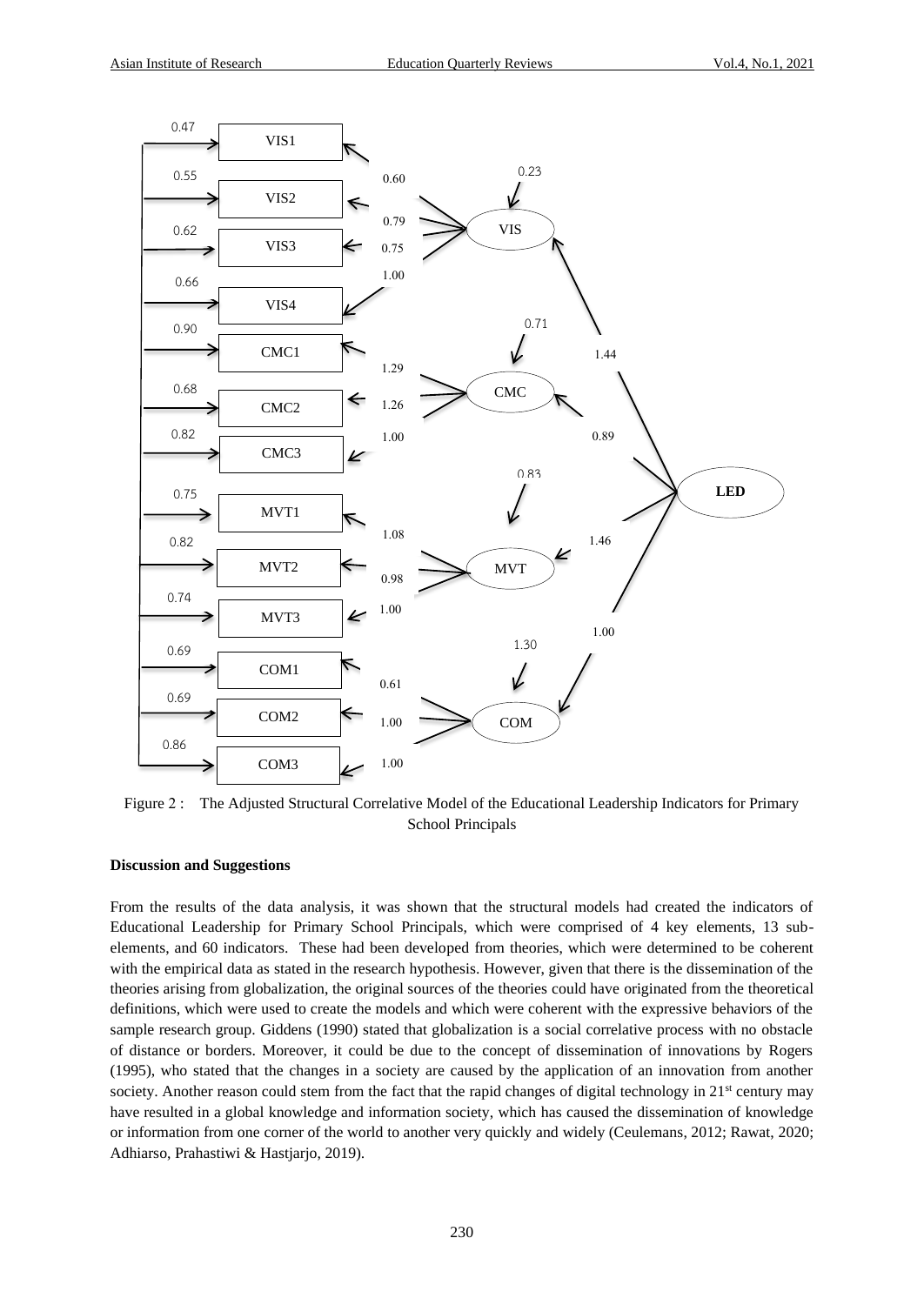Figure 2 : The Adjusted Structural Correlative Model of the Educational Leadership Indicators for Primary School Principals

**Discussion and Suggestions**

From the results of the data analysis, it was shown that the structural models had created the indicators of Educational Leadership for Primary School Principals, which were comprised of 4 key elements, 13 sub-elements, and 60 indicators. These had been developed from theories, which were determined to be coherent with the empirical data as stated in the research hypothesis. However, given that there is the dissemination of the theories arising from globalization, the original sources of the theories could have originated from the theoretical definitions, which were used to create the models and which were coherent with the expressive behaviors of the sample research group. Giddens (1990) stated that globalization is a social correlative process with no obstacle of distance or borders. Moreover, it could be due to the concept of dissemination of innovations by Rogers (1995), who stated that the changes in a society are caused by the application of an innovation from another society. Another reason could stem from the fact that the rapid changes of digital technology in 21st century may have resulted in a global knowledge and information society, which has caused the dissemination of knowledge or information from one corner of the world to another very quickly and widely (Ceulemans, 2012; Rawat, 2020; Adhiarso, Prahastiwi & Hastjarjo, 2019).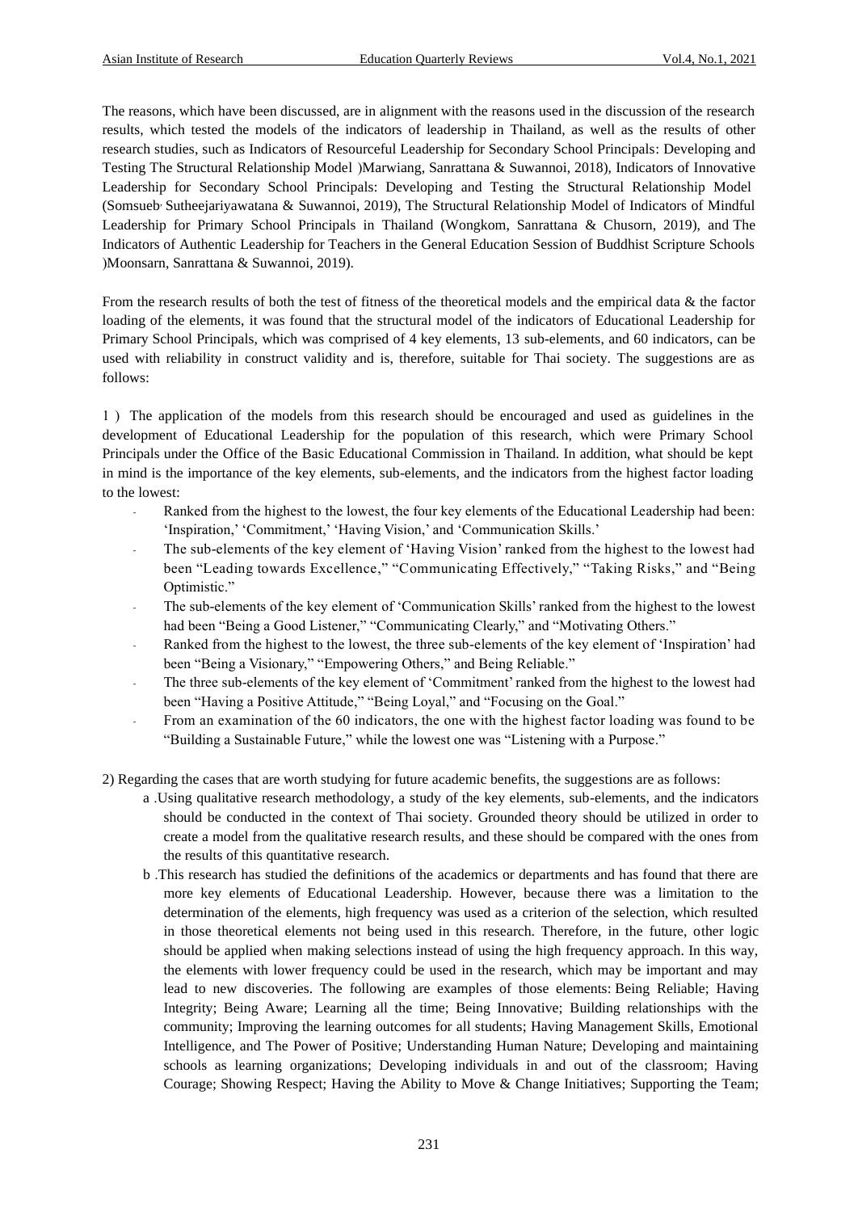The reasons, which have been discussed, are in alignment with the reasons used in the discussion of the research results, which tested the models of the indicators of leadership in Thailand, as well as the results of other research studies, such as Indicators of Resourceful Leadership for Secondary School Principals: Developing and Testing The Structural Relationship Model )Marwiang, Sanrattana & Suwannoi, 2018), Indicators of Innovative Leadership for Secondary School Principals: Developing and Testing the Structural Relationship Model (Somsueb, Sutheejariyawatana & Suwannoi, 2019), The Structural Relationship Model of Indicators of Mindful Leadership for Primary School Principals in Thailand (Wongkom, Sanrattana & Chusorn, 2019), and The Indicators of Authentic Leadership for Teachers in the General Education Session of Buddhist Scripture Schools )Moonsarn, Sanrattana & Suwannoi, 2019).

From the research results of both the test of fitness of the theoretical models and the empirical data & the factor loading of the elements, it was found that the structural model of the indicators of Educational Leadership for Primary School Principals, which was comprised of 4 key elements, 13 sub-elements, and 60 indicators, can be used with reliability in construct validity and is, therefore, suitable for Thai society. The suggestions are as follows:

1 ) The application of the models from this research should be encouraged and used as guidelines in the development of Educational Leadership for the population of this research, which were Primary School Principals under the Office of the Basic Educational Commission in Thailand. In addition, what should be kept in mind is the importance of the key elements, sub-elements, and the indicators from the highest factor loading to the lowest:

- Ranked from the highest to the lowest, the four key elements of the Educational Leadership had been: 'Inspiration,' 'Commitment,' 'Having Vision,' and 'Communication Skills.'
- The sub-elements of the key element of 'Having Vision' ranked from the highest to the lowest had been "Leading towards Excellence," "Communicating Effectively," "Taking Risks," and "Being Optimistic."
- The sub-elements of the key element of 'Communication Skills' ranked from the highest to the lowest had been "Being a Good Listener," "Communicating Clearly," and "Motivating Others."
- Ranked from the highest to the lowest, the three sub-elements of the key element of 'Inspiration' had been "Being a Visionary," "Empowering Others," and Being Reliable."
- The three sub-elements of the key element of 'Commitment' ranked from the highest to the lowest had been "Having a Positive Attitude," "Being Loyal," and "Focusing on the Goal."
- From an examination of the 60 indicators, the one with the highest factor loading was found to be "Building a Sustainable Future," while the lowest one was "Listening with a Purpose."

2) Regarding the cases that are worth studying for future academic benefits, the suggestions are as follows:

a .Using qualitative research methodology, a study of the key elements, sub-elements, and the indicators should be conducted in the context of Thai society. Grounded theory should be utilized in order to create a model from the qualitative research results, and these should be compared with the ones from the results of this quantitative research.

b .This research has studied the definitions of the academics or departments and has found that there are more key elements of Educational Leadership. However, because there was a limitation to the determination of the elements, high frequency was used as a criterion of the selection, which resulted in those theoretical elements not being used in this research. Therefore, in the future, other logic should be applied when making selections instead of using the high frequency approach. In this way, the elements with lower frequency could be used in the research, which may be important and may lead to new discoveries. The following are examples of those elements: Being Reliable; Having Integrity; Being Aware; Learning all the time; Being Innovative; Building relationships with the community; Improving the learning outcomes for all students; Having Management Skills, Emotional Intelligence, and The Power of Positive; Understanding Human Nature; Developing and maintaining schools as learning organizations; Developing individuals in and out of the classroom; Having Courage; Showing Respect; Having the Ability to Move & Change Initiatives; Supporting the Team;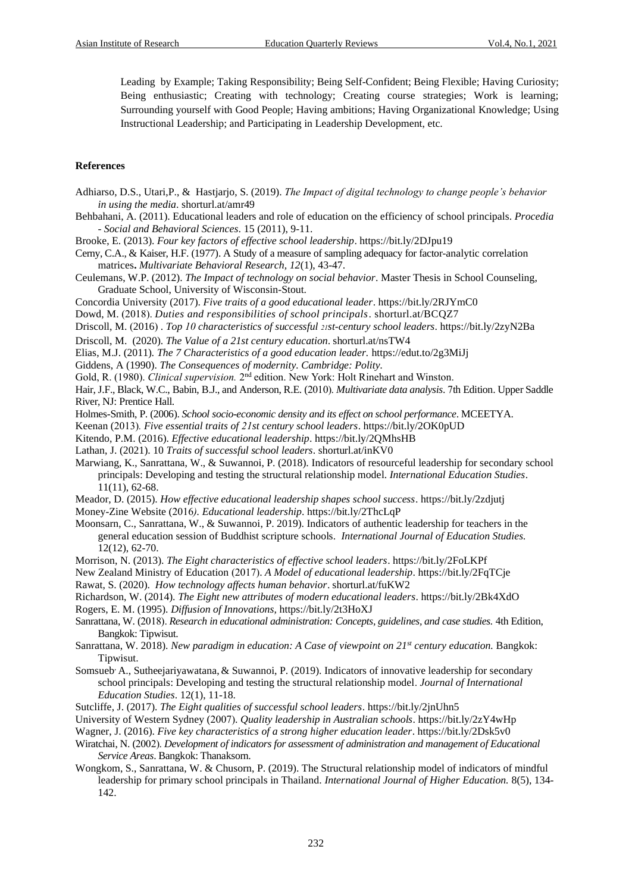Leading by Example; Taking Responsibility; Being Self-Confident; Being Flexible; Having Curiosity; Being enthusiastic; Creating with technology; Creating course strategies; Work is learning; Surrounding yourself with Good People; Having ambitions; Having Organizational Knowledge; Using Instructional Leadership; and Participating in Leadership Development, etc.

## References

Adhiarso, D.S., Utari,P., & Hastjarjo, S. (2019). *The Impact of digital technology to change people's behavior in using the media*. shorturl.at/amr49

Behbahani, A. (2011). Educational leaders and role of education on the efficiency of school principals. *Procedia - Social and Behavioral Sciences*. 15 (2011), 9-11.

Brooke, E. (2013). *Four key factors of effective school leadership*. https://bit.ly/2DJpu19

Cerny, C.A., & Kaiser, H.F. (1977). A Study of a measure of sampling adequacy for factor-analytic correlation matrices**.** *Multivariate Behavioral Research, 12*(1), 43-47.

Ceulemans, W.P. (2012). *The Impact of technology on social behavior*. Master Thesis in School Counseling, Graduate School, University of Wisconsin-Stout.

Concordia University (2017). *Five traits of a good educational leader*. https://bit.ly/2RJYmC0

Dowd, M. (2018). *Duties and responsibilities of school principals*. shorturl.at/BCQZ7

Driscoll, M. (2016) . *Top 10 characteristics of successful 21st-century school leaders*. https://bit.ly/2zyN2Ba

Driscoll, M. (2020). *The Value of a 21st century education*. shorturl.at/nsTW4

Elias, M.J. (2011). *The 7 Characteristics of a good education leader.* https://edut.to/2g3MiJj

Giddens, A (1990). *The Consequences of modernity. Cambridge: Polity.*

Gold, R. (1980). *Clinical supervision.* 2nd edition. New York: Holt Rinehart and Winston.

Hair, J.F., Black, W.C., Babin, B.J., and Anderson, R.E. (2010). *Multivariate data analysis*. 7th Edition. Upper Saddle River, NJ: Prentice Hall.

Holmes-Smith, P. (2006). *School socio-economic density and its effect on school performance*. MCEETYA.

Keenan (2013). *Five essential traits of 21st century school leaders*. https://bit.ly/2OK0pUD

Kitendo, P.M. (2016). *Effective educational leadership*. https://bit.ly/2QMhsHB

Lathan, J. (2021). 10 *Traits of successful school leaders*. shorturl.at/inKV0

Marwiang, K., Sanrattana, W., & Suwannoi, P. (2018). Indicators of resourceful leadership for secondary school principals: Developing and testing the structural relationship model. *International Education Studies*. 11(11), 62-68.

Meador, D. (2015). *How effective educational leadership shapes school success*. https://bit.ly/2zdjutj

Money-Zine Website (2016*). Educational leadership*. https://bit.ly/2ThcLqP

Moonsarn, C., Sanrattana, W., & Suwannoi, P. 2019). Indicators of authentic leadership for teachers in the general education session of Buddhist scripture schools. *International Journal of Education Studies.* 12(12), 62-70.

Morrison, N. (2013). *The Eight characteristics of effective school leaders*. https://bit.ly/2FoLKPf

New Zealand Ministry of Education (2017). *A Model of educational leadership*. https://bit.ly/2FqTCje

Rawat, S. (2020). *How technology affects human behavior*. shorturl.at/fuKW2

Richardson, W. (2014). *The Eight new attributes of modern educational leaders*. https://bit.ly/2Bk4XdO

Rogers, E. M. (1995). *Diffusion of Innovations,* https://bit.ly/2t3HoXJ

Sanrattana, W. (2018). *Research in educational administration: Concepts, guidelines, and case studies.* 4th Edition, Bangkok: Tipwisut.

Sanrattana, W. 2018). *New paradigm in education: A Case of viewpoint on 21st century education.* Bangkok: Tipwisut.

Somsueb, A., Sutheejariyawatana, & Suwannoi, P. (2019). Indicators of innovative leadership for secondary school principals: Developing and testing the structural relationship model. *Journal of International Education Studies*. 12(1), 11-18.

Sutcliffe, J. (2017). *The Eight qualities of successful school leaders*. https://bit.ly/2jnUhn5

University of Western Sydney (2007). *Quality leadership in Australian schools*. https://bit.ly/2zY4wHp

Wagner, J. (2016). *Five key characteristics of a strong higher education leader*. https://bit.ly/2Dsk5v0

Wiratchai, N. (2002). *Development of indicators for assessment of administration and management of Educational Service Areas*. Bangkok: Thanaksorn.

Wongkom, S., Sanrattana, W. & Chusorn, P. (2019). The Structural relationship model of indicators of mindful leadership for primary school principals in Thailand. *International Journal of Higher Education.* 8(5), 134-142.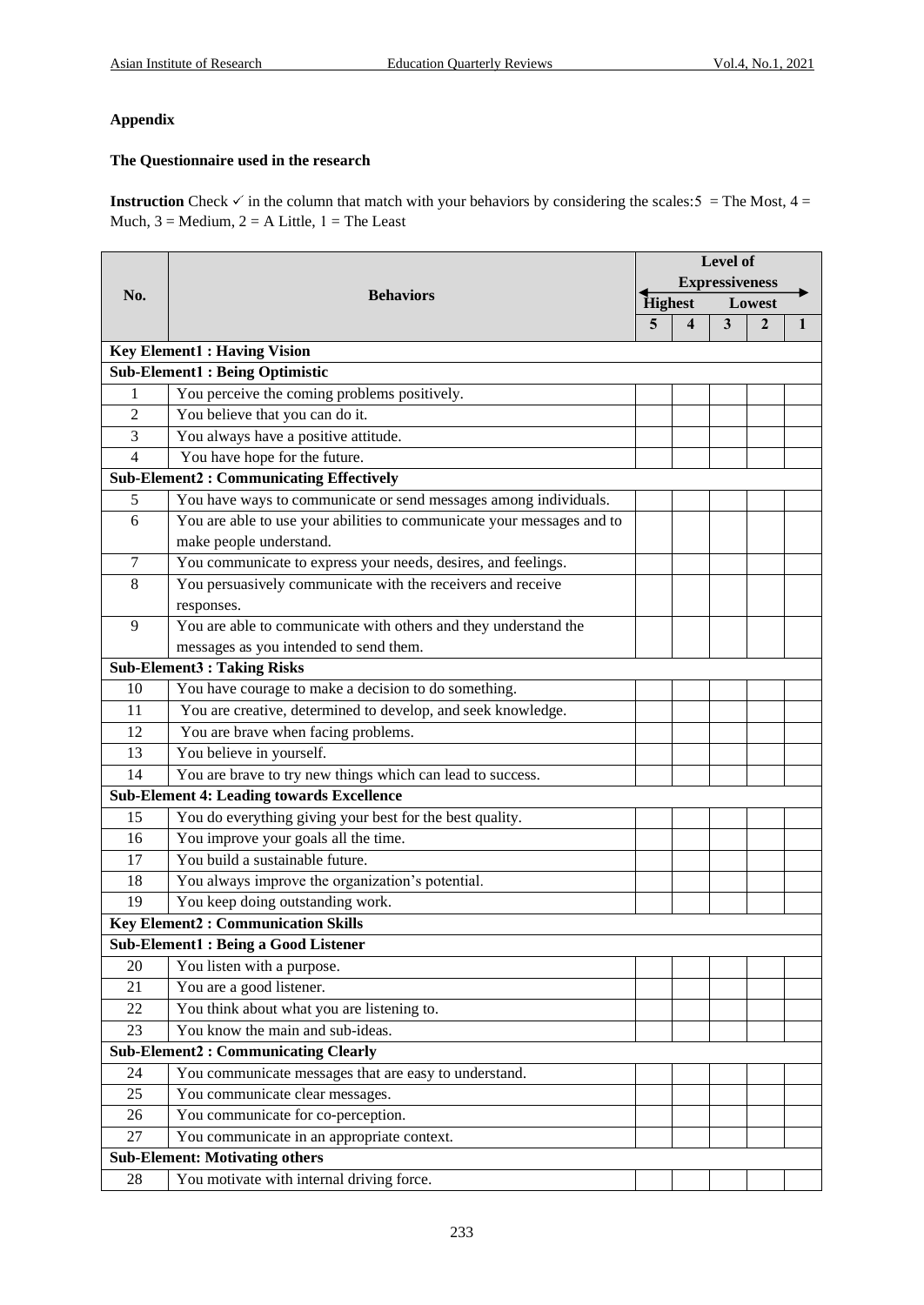**Appendix**

**The Questionnaire used in the research**

**Instruction** Check ✓ in the column that match with your behaviors by considering the scales:5 = The Most, 4 = Much, 3 = Medium, 2 = A Little, 1 = The Least

| No. | Behaviors | Level of Expressiveness (Highest ↔ Lowest) | | | | |
|---|---|---|---|---|---|---|
| | | 5 | 4 | 3 | 2 | 1 |
| **Key Element1 : Having Vision** | | | | | | |
| **Sub-Element1 : Being Optimistic** | | | | | | |
| 1 | You perceive the coming problems positively. | | | | | |
| 2 | You believe that you can do it. | | | | | |
| 3 | You always have a positive attitude. | | | | | |
| 4 | You have hope for the future. | | | | | |
| **Sub-Element2 : Communicating Effectively** | | | | | | |
| 5 | You have ways to communicate or send messages among individuals. | | | | | |
| 6 | You are able to use your abilities to communicate your messages and to make people understand. | | | | | |
| 7 | You communicate to express your needs, desires, and feelings. | | | | | |
| 8 | You persuasively communicate with the receivers and receive responses. | | | | | |
| 9 | You are able to communicate with others and they understand the messages as you intended to send them. | | | | | |
| **Sub-Element3 : Taking Risks** | | | | | | |
| 10 | You have courage to make a decision to do something. | | | | | |
| 11 | You are creative, determined to develop, and seek knowledge. | | | | | |
| 12 | You are brave when facing problems. | | | | | |
| 13 | You believe in yourself. | | | | | |
| 14 | You are brave to try new things which can lead to success. | | | | | |
| **Sub-Element 4: Leading towards Excellence** | | | | | | |
| 15 | You do everything giving your best for the best quality. | | | | | |
| 16 | You improve your goals all the time. | | | | | |
| 17 | You build a sustainable future. | | | | | |
| 18 | You always improve the organization's potential. | | | | | |
| 19 | You keep doing outstanding work. | | | | | |
| **Key Element2 : Communication Skills** | | | | | | |
| **Sub-Element1 : Being a Good Listener** | | | | | | |
| 20 | You listen with a purpose. | | | | | |
| 21 | You are a good listener. | | | | | |
| 22 | You think about what you are listening to. | | | | | |
| 23 | You know the main and sub-ideas. | | | | | |
| **Sub-Element2 : Communicating Clearly** | | | | | | |
| 24 | You communicate messages that are easy to understand. | | | | | |
| 25 | You communicate clear messages. | | | | | |
| 26 | You communicate for co-perception. | | | | | |
| 27 | You communicate in an appropriate context. | | | | | |
| **Sub-Element: Motivating others** | | | | | | |
| 28 | You motivate with internal driving force. | | | | | |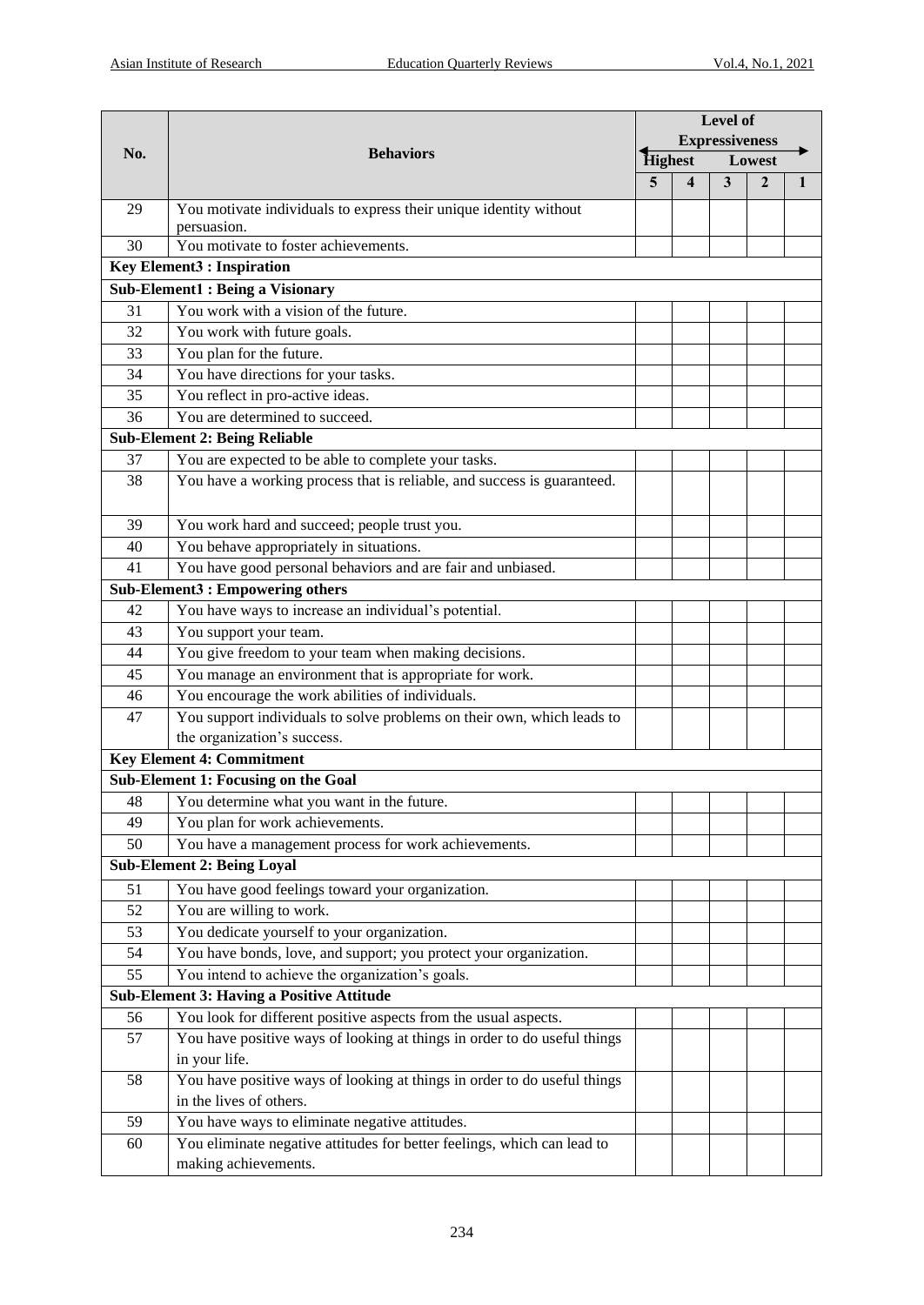| No. | Behaviors | Level of Expressiveness | | | | |
|---|---|---|---|---|---|---|
| | | Highest | | | Lowest | |
| | | 5 | 4 | 3 | 2 | 1 |
| 29 | You motivate individuals to express their unique identity without persuasion. | | | | | |
| 30 | You motivate to foster achievements. | | | | | |
| **Key Element3 : Inspiration** | | | | | | |
| **Sub-Element1 : Being a Visionary** | | | | | | |
| 31 | You work with a vision of the future. | | | | | |
| 32 | You work with future goals. | | | | | |
| 33 | You plan for the future. | | | | | |
| 34 | You have directions for your tasks. | | | | | |
| 35 | You reflect in pro-active ideas. | | | | | |
| 36 | You are determined to succeed. | | | | | |
| **Sub-Element 2: Being Reliable** | | | | | | |
| 37 | You are expected to be able to complete your tasks. | | | | | |
| 38 | You have a working process that is reliable, and success is guaranteed. | | | | | |
| 39 | You work hard and succeed; people trust you. | | | | | |
| 40 | You behave appropriately in situations. | | | | | |
| 41 | You have good personal behaviors and are fair and unbiased. | | | | | |
| **Sub-Element3 : Empowering others** | | | | | | |
| 42 | You have ways to increase an individual's potential. | | | | | |
| 43 | You support your team. | | | | | |
| 44 | You give freedom to your team when making decisions. | | | | | |
| 45 | You manage an environment that is appropriate for work. | | | | | |
| 46 | You encourage the work abilities of individuals. | | | | | |
| 47 | You support individuals to solve problems on their own, which leads to the organization's success. | | | | | |
| **Key Element 4: Commitment** | | | | | | |
| **Sub-Element 1: Focusing on the Goal** | | | | | | |
| 48 | You determine what you want in the future. | | | | | |
| 49 | You plan for work achievements. | | | | | |
| 50 | You have a management process for work achievements. | | | | | |
| **Sub-Element 2: Being Loyal** | | | | | | |
| 51 | You have good feelings toward your organization. | | | | | |
| 52 | You are willing to work. | | | | | |
| 53 | You dedicate yourself to your organization. | | | | | |
| 54 | You have bonds, love, and support; you protect your organization. | | | | | |
| 55 | You intend to achieve the organization's goals. | | | | | |
| **Sub-Element 3: Having a Positive Attitude** | | | | | | |
| 56 | You look for different positive aspects from the usual aspects. | | | | | |
| 57 | You have positive ways of looking at things in order to do useful things in your life. | | | | | |
| 58 | You have positive ways of looking at things in order to do useful things in the lives of others. | | | | | |
| 59 | You have ways to eliminate negative attitudes. | | | | | |
| 60 | You eliminate negative attitudes for better feelings, which can lead to making achievements. | | | | | |